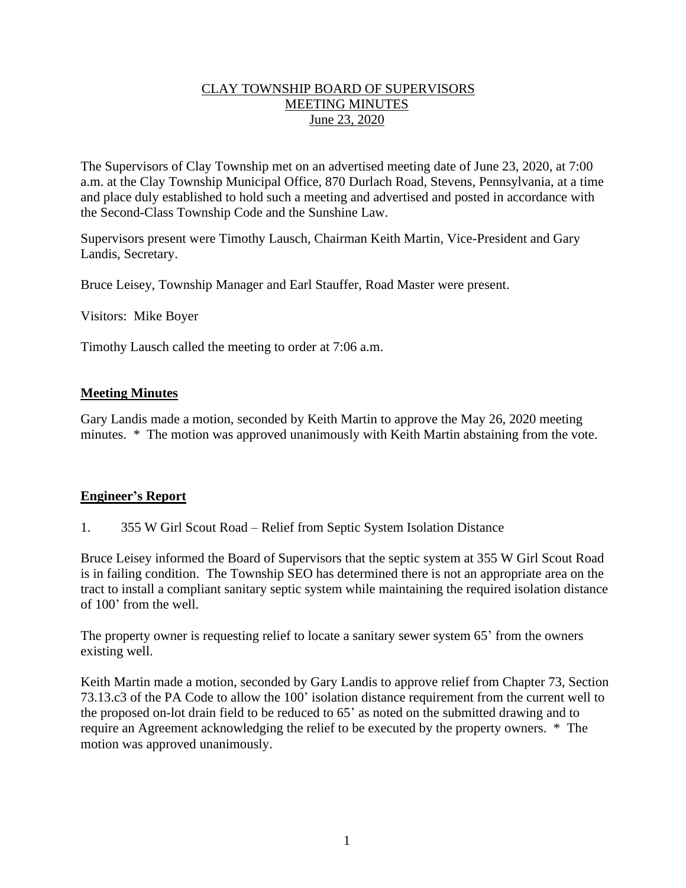# CLAY TOWNSHIP BOARD OF SUPERVISORS
# MEETING MINUTES
# June 23, 2020

The Supervisors of Clay Township met on an advertised meeting date of June 23, 2020, at 7:00 a.m. at the Clay Township Municipal Office, 870 Durlach Road, Stevens, Pennsylvania, at a time and place duly established to hold such a meeting and advertised and posted in accordance with the Second-Class Township Code and the Sunshine Law.

Supervisors present were Timothy Lausch, Chairman Keith Martin, Vice-President and Gary Landis, Secretary.

Bruce Leisey, Township Manager and Earl Stauffer, Road Master were present.

Visitors: Mike Boyer

Timothy Lausch called the meeting to order at 7:06 a.m.

## Meeting Minutes

Gary Landis made a motion, seconded by Keith Martin to approve the May 26, 2020 meeting minutes. * The motion was approved unanimously with Keith Martin abstaining from the vote.

## Engineer's Report

1. 355 W Girl Scout Road – Relief from Septic System Isolation Distance

Bruce Leisey informed the Board of Supervisors that the septic system at 355 W Girl Scout Road is in failing condition. The Township SEO has determined there is not an appropriate area on the tract to install a compliant sanitary septic system while maintaining the required isolation distance of 100' from the well.

The property owner is requesting relief to locate a sanitary sewer system 65' from the owners existing well.

Keith Martin made a motion, seconded by Gary Landis to approve relief from Chapter 73, Section 73.13.c3 of the PA Code to allow the 100' isolation distance requirement from the current well to the proposed on-lot drain field to be reduced to 65' as noted on the submitted drawing and to require an Agreement acknowledging the relief to be executed by the property owners. * The motion was approved unanimously.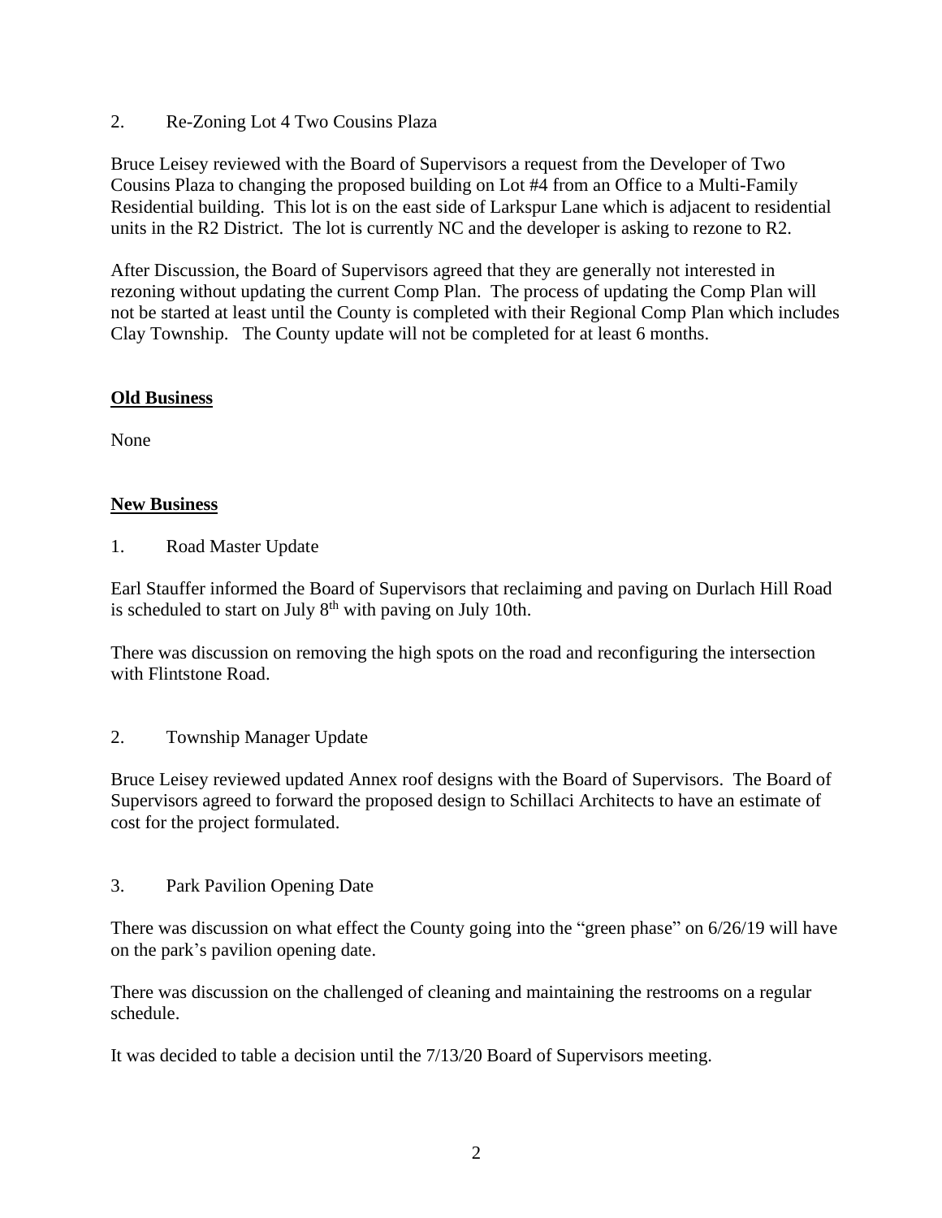2. Re-Zoning Lot 4 Two Cousins Plaza

Bruce Leisey reviewed with the Board of Supervisors a request from the Developer of Two Cousins Plaza to changing the proposed building on Lot #4 from an Office to a Multi-Family Residential building. This lot is on the east side of Larkspur Lane which is adjacent to residential units in the R2 District. The lot is currently NC and the developer is asking to rezone to R2.

After Discussion, the Board of Supervisors agreed that they are generally not interested in rezoning without updating the current Comp Plan. The process of updating the Comp Plan will not be started at least until the County is completed with their Regional Comp Plan which includes Clay Township. The County update will not be completed for at least 6 months.

**Old Business**

None

**New Business**

1. Road Master Update

Earl Stauffer informed the Board of Supervisors that reclaiming and paving on Durlach Hill Road is scheduled to start on July 8th with paving on July 10th.

There was discussion on removing the high spots on the road and reconfiguring the intersection with Flintstone Road.

2. Township Manager Update

Bruce Leisey reviewed updated Annex roof designs with the Board of Supervisors. The Board of Supervisors agreed to forward the proposed design to Schillaci Architects to have an estimate of cost for the project formulated.

3. Park Pavilion Opening Date

There was discussion on what effect the County going into the "green phase" on 6/26/19 will have on the park's pavilion opening date.

There was discussion on the challenged of cleaning and maintaining the restrooms on a regular schedule.

It was decided to table a decision until the 7/13/20 Board of Supervisors meeting.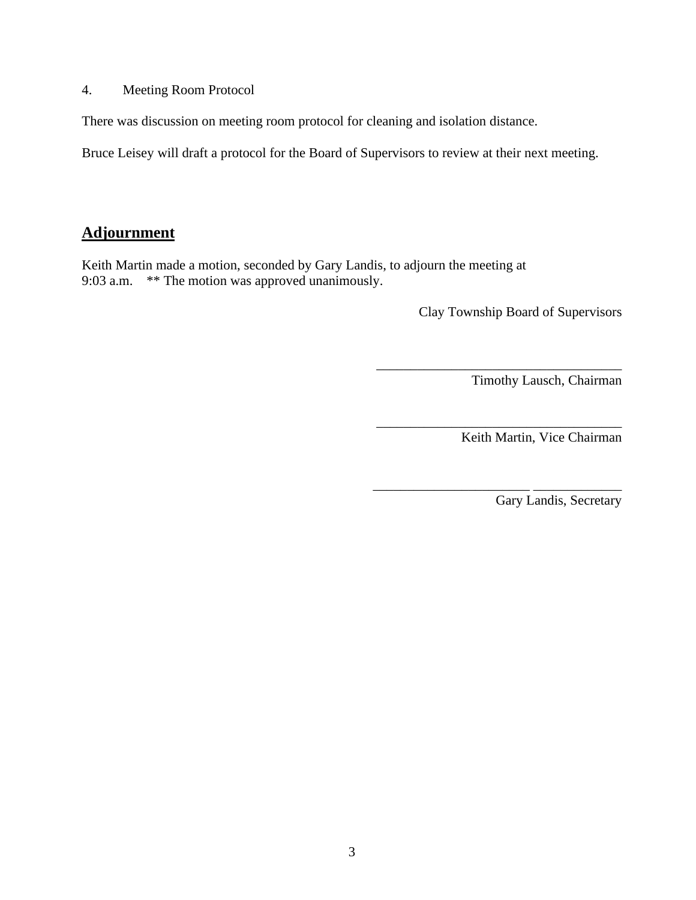4. Meeting Room Protocol

There was discussion on meeting room protocol for cleaning and isolation distance.

Bruce Leisey will draft a protocol for the Board of Supervisors to review at their next meeting.

## **Adjournment**

Keith Martin made a motion, seconded by Gary Landis, to adjourn the meeting at 9:03 a.m. ** The motion was approved unanimously.

Clay Township Board of Supervisors

_____________________________________
Timothy Lausch, Chairman

_____________________________________
Keith Martin, Vice Chairman

_____________________________________
Gary Landis, Secretary